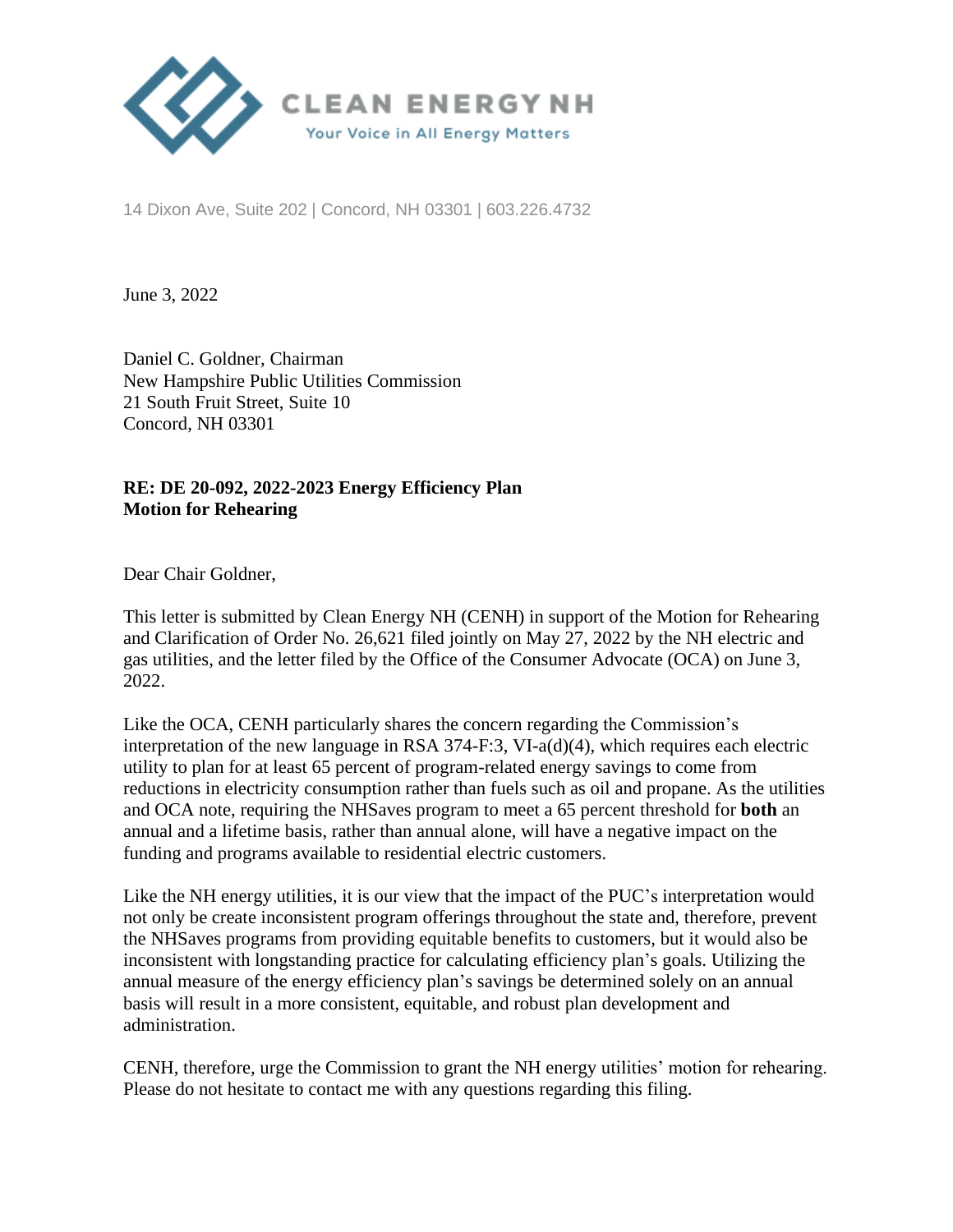CLEAN ENERGY NH
Your Voice in All Energy Matters

14 Dixon Ave, Suite 202 | Concord, NH 03301 | 603.226.4732

June 3, 2022

Daniel C. Goldner, Chairman
New Hampshire Public Utilities Commission
21 South Fruit Street, Suite 10
Concord, NH 03301

**RE: DE 20-092, 2022-2023 Energy Efficiency Plan**
**Motion for Rehearing**

Dear Chair Goldner,

This letter is submitted by Clean Energy NH (CENH) in support of the Motion for Rehearing and Clarification of Order No. 26,621 filed jointly on May 27, 2022 by the NH electric and gas utilities, and the letter filed by the Office of the Consumer Advocate (OCA) on June 3, 2022.

Like the OCA, CENH particularly shares the concern regarding the Commission's interpretation of the new language in RSA 374-F:3, VI-a(d)(4), which requires each electric utility to plan for at least 65 percent of program-related energy savings to come from reductions in electricity consumption rather than fuels such as oil and propane. As the utilities and OCA note, requiring the NHSaves program to meet a 65 percent threshold for **both** an annual and a lifetime basis, rather than annual alone, will have a negative impact on the funding and programs available to residential electric customers.

Like the NH energy utilities, it is our view that the impact of the PUC's interpretation would not only be create inconsistent program offerings throughout the state and, therefore, prevent the NHSaves programs from providing equitable benefits to customers, but it would also be inconsistent with longstanding practice for calculating efficiency plan's goals. Utilizing the annual measure of the energy efficiency plan's savings be determined solely on an annual basis will result in a more consistent, equitable, and robust plan development and administration.

CENH, therefore, urge the Commission to grant the NH energy utilities' motion for rehearing. Please do not hesitate to contact me with any questions regarding this filing.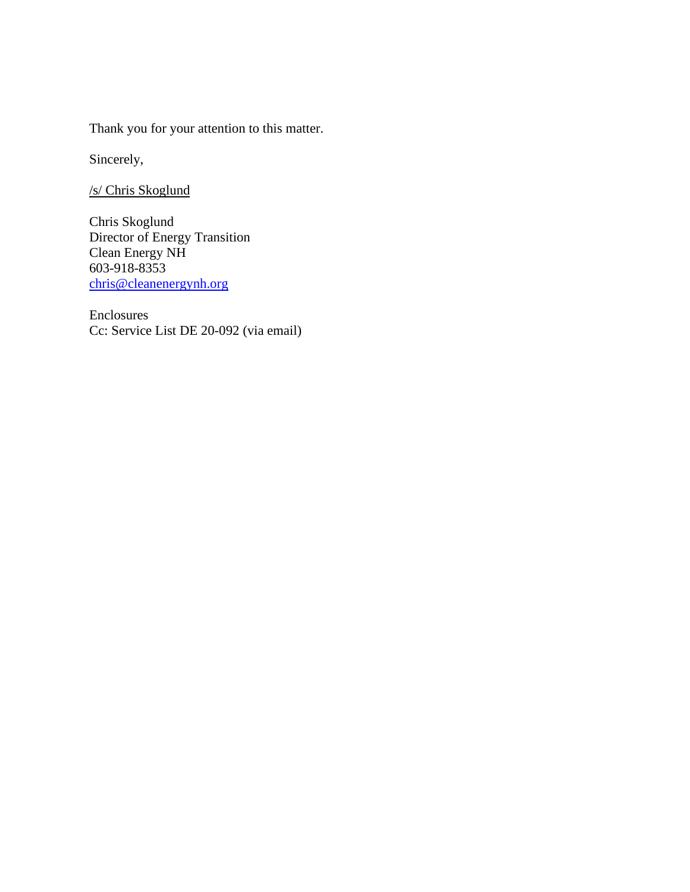Thank you for your attention to this matter.

Sincerely,

/s/ Chris Skoglund

Chris Skoglund  
Director of Energy Transition  
Clean Energy NH  
603-918-8353  
chris@cleanenergynh.org

Enclosures  
Cc: Service List DE 20-092 (via email)